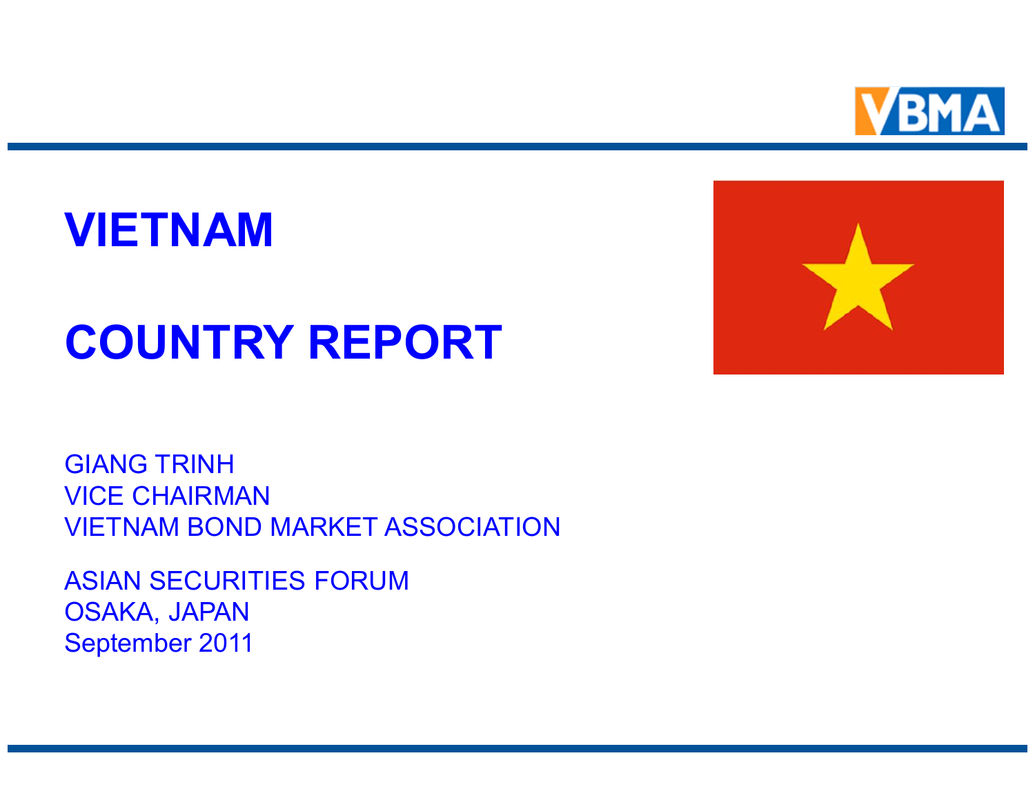# VIETNAM

# COUNTRY REPORT

GIANG TRINH
VICE CHAIRMAN
VIETNAM BOND MARKET ASSOCIATION

ASIAN SECURITIES FORUM
OSAKA, JAPAN
September 2011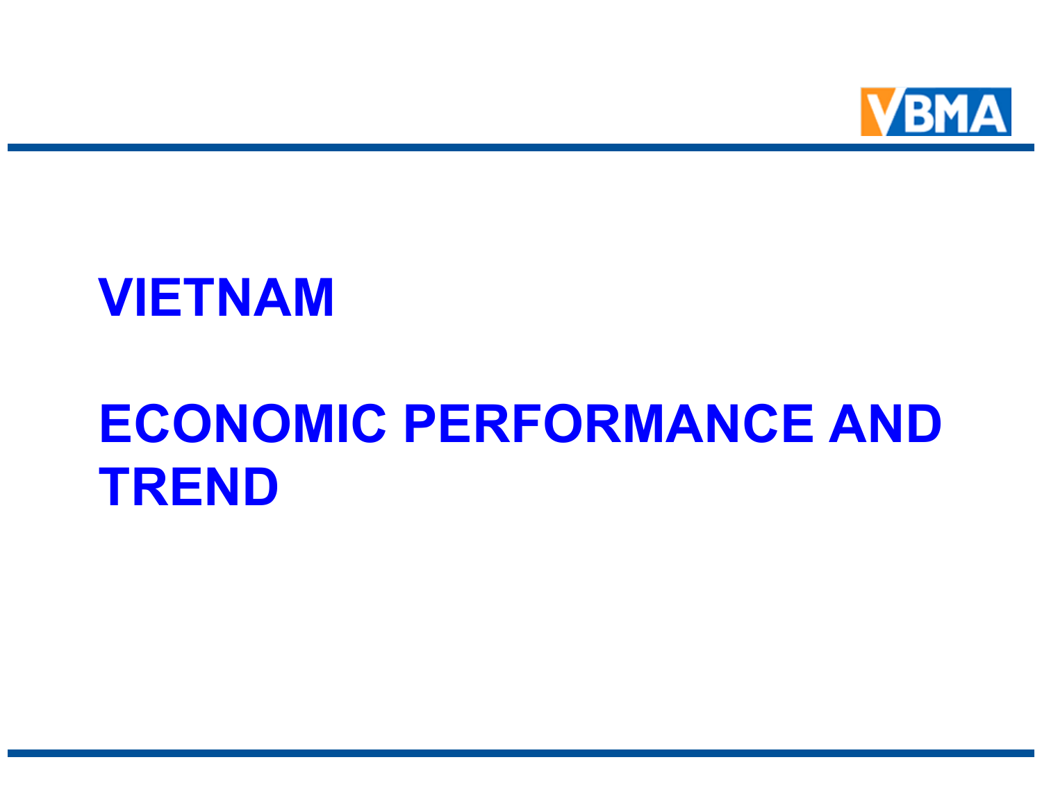# VIETNAM

# ECONOMIC PERFORMANCE AND TREND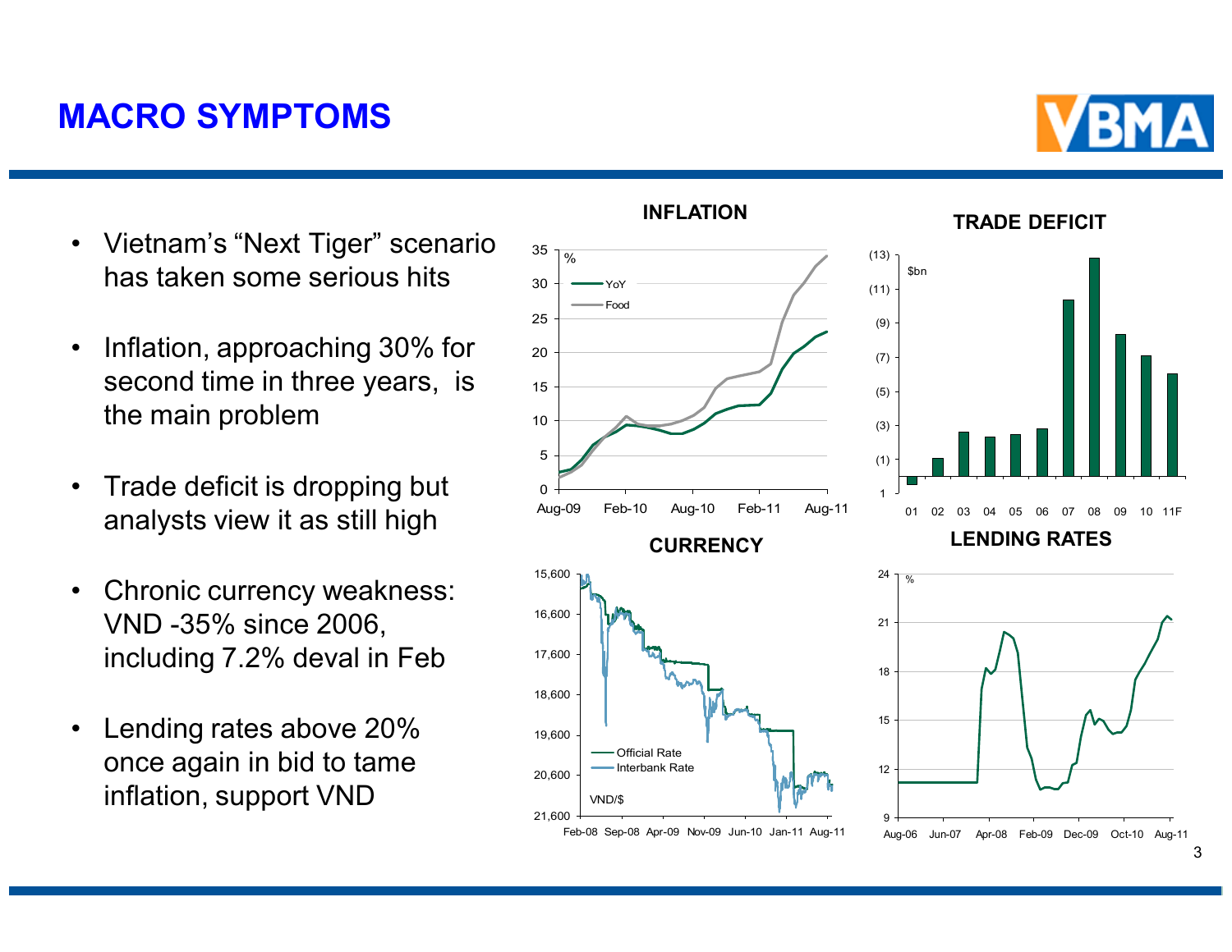# MACRO SYMPTOMS

- Vietnam's "Next Tiger" scenario has taken some serious hits
- Inflation, approaching 30% for second time in three years, is the main problem
- Trade deficit is dropping but analysts view it as still high
- Chronic currency weakness: VND -35% since 2006, including 7.2% deval in Feb
- Lending rates above 20% once again in bid to tame inflation, support VND

### INFLATION

### TRADE DEFICIT

### CURRENCY

### LENDING RATES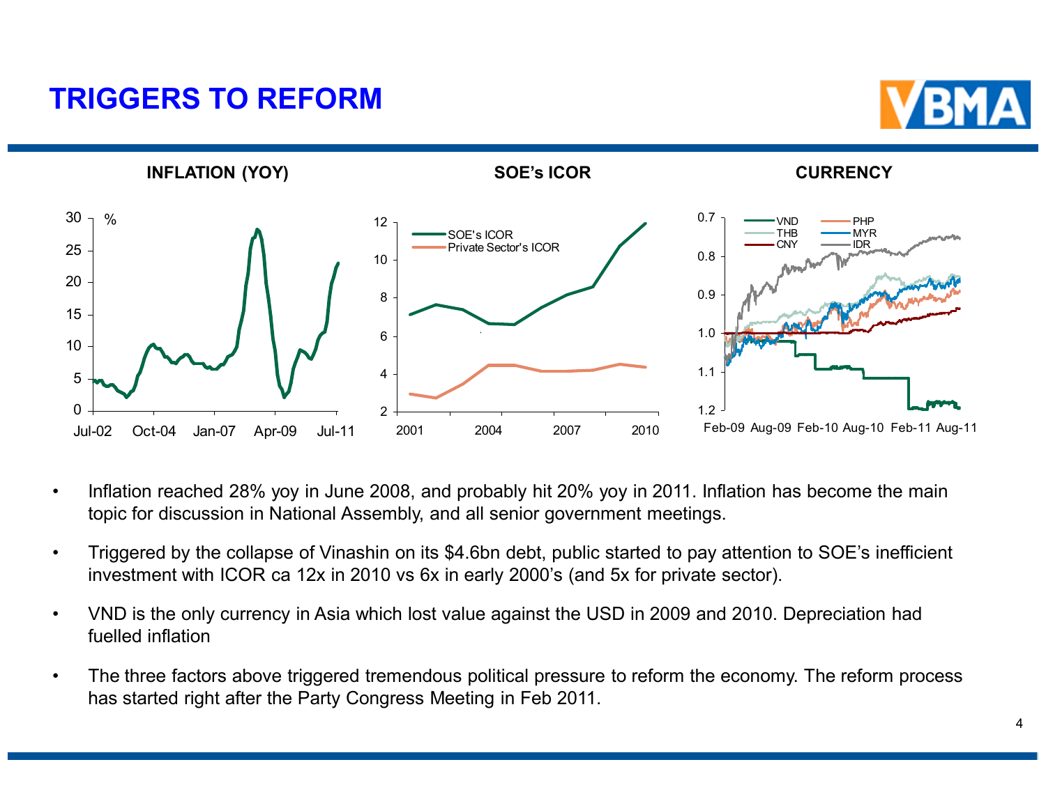# TRIGGERS TO REFORM

**INFLATION (YOY)**

**SOE's ICOR**

**CURRENCY**

- Inflation reached 28% yoy in June 2008, and probably hit 20% yoy in 2011. Inflation has become the main topic for discussion in National Assembly, and all senior government meetings.
- Triggered by the collapse of Vinashin on its $4.6bn debt, public started to pay attention to SOE's inefficient investment with ICOR ca 12x in 2010 vs 6x in early 2000's (and 5x for private sector).
- VND is the only currency in Asia which lost value against the USD in 2009 and 2010. Depreciation had fuelled inflation
- The three factors above triggered tremendous political pressure to reform the economy. The reform process has started right after the Party Congress Meeting in Feb 2011.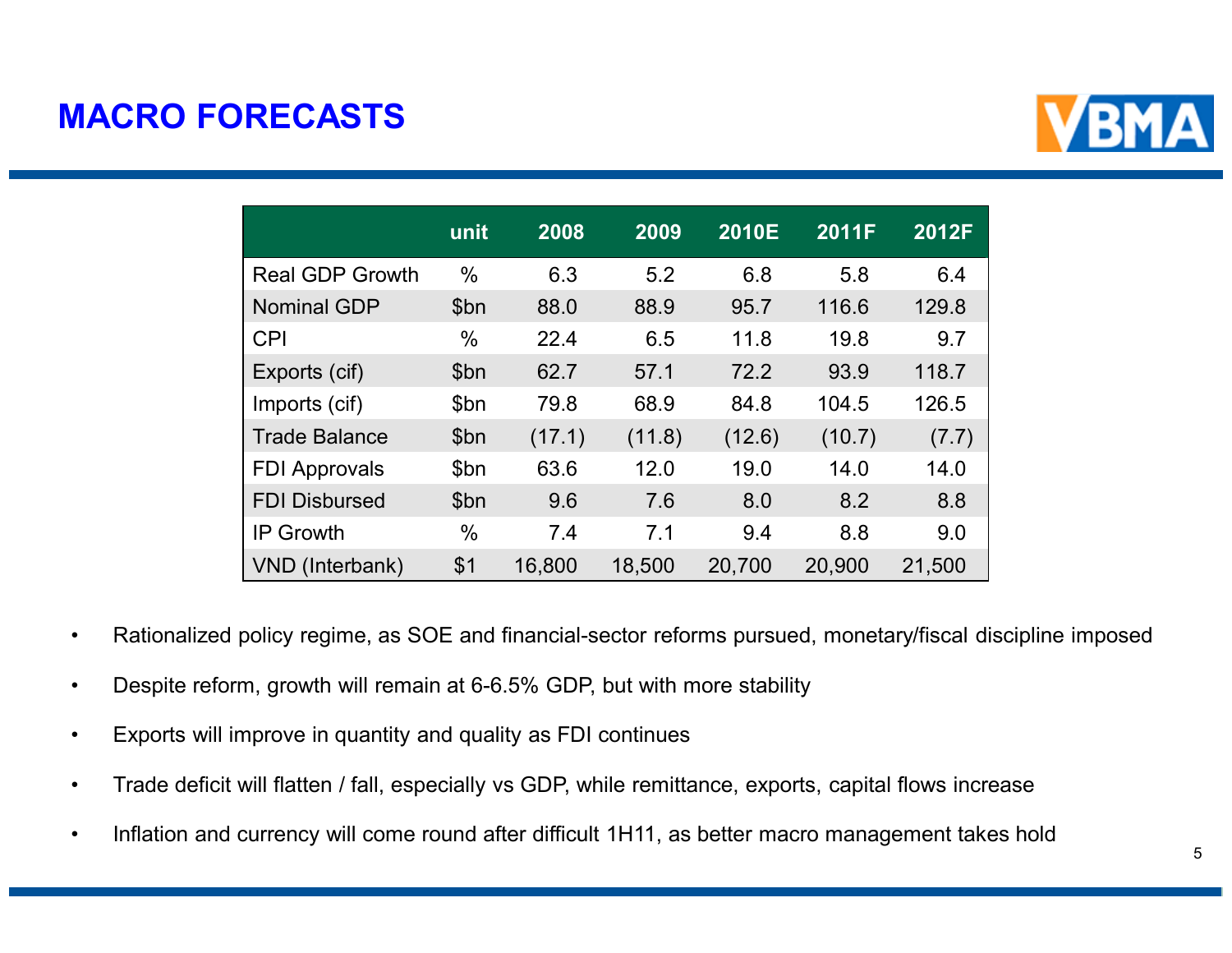# MACRO FORECASTS

| | unit | 2008 | 2009 | 2010E | 2011F | 2012F |
|---|---|---|---|---|---|---|
| Real GDP Growth | % | 6.3 | 5.2 | 6.8 | 5.8 | 6.4 |
| Nominal GDP | $bn | 88.0 | 88.9 | 95.7 | 116.6 | 129.8 |
| CPI | % | 22.4 | 6.5 | 11.8 | 19.8 | 9.7 |
| Exports (cif) | $bn | 62.7 | 57.1 | 72.2 | 93.9 | 118.7 |
| Imports (cif) | $bn | 79.8 | 68.9 | 84.8 | 104.5 | 126.5 |
| Trade Balance | $bn | (17.1) | (11.8) | (12.6) | (10.7) | (7.7) |
| FDI Approvals | $bn | 63.6 | 12.0 | 19.0 | 14.0 | 14.0 |
| FDI Disbursed | $bn | 9.6 | 7.6 | 8.0 | 8.2 | 8.8 |
| IP Growth | % | 7.4 | 7.1 | 9.4 | 8.8 | 9.0 |
| VND (Interbank) | $1 | 16,800 | 18,500 | 20,700 | 20,900 | 21,500 |

- Rationalized policy regime, as SOE and financial-sector reforms pursued, monetary/fiscal discipline imposed
- Despite reform, growth will remain at 6-6.5% GDP, but with more stability
- Exports will improve in quantity and quality as FDI continues
- Trade deficit will flatten / fall, especially vs GDP, while remittance, exports, capital flows increase
- Inflation and currency will come round after difficult 1H11, as better macro management takes hold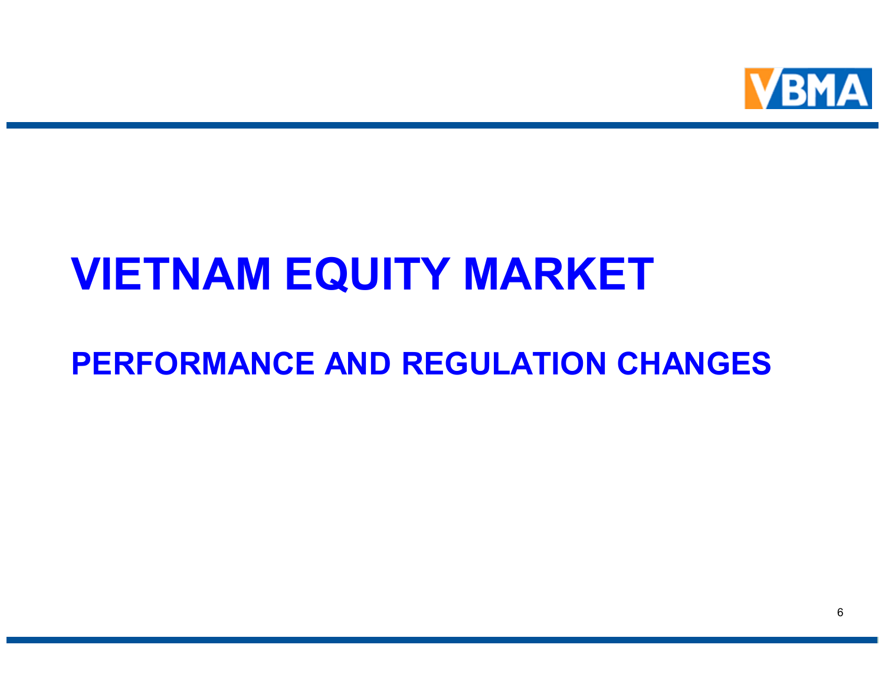# VIETNAM EQUITY MARKET

## PERFORMANCE AND REGULATION CHANGES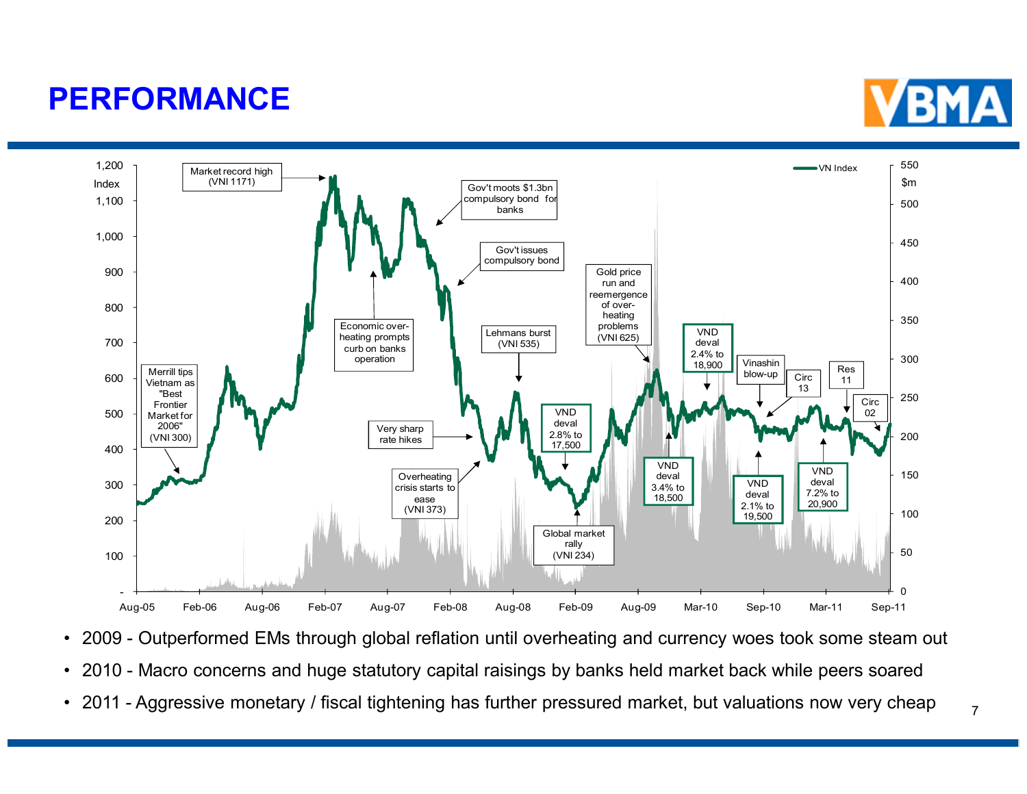# PERFORMANCE

- 2009 - Outperformed EMs through global reflation until overheating and currency woes took some steam out
- 2010 - Macro concerns and huge statutory capital raisings by banks held market back while peers soared
- 2011 - Aggressive monetary / fiscal tightening has further pressured market, but valuations now very cheap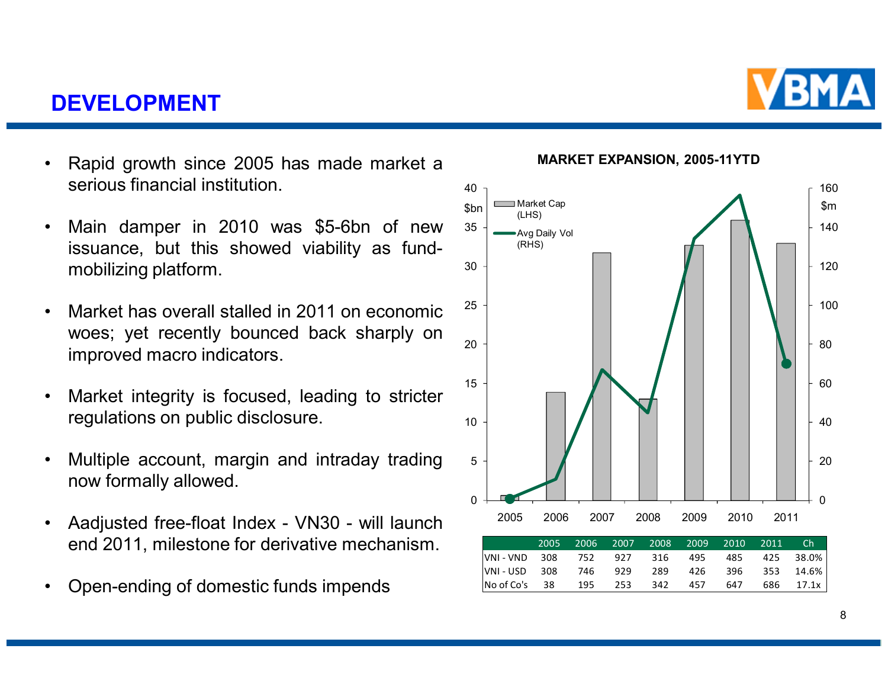## DEVELOPMENT

- Rapid growth since 2005 has made market a serious financial institution.
- Main damper in 2010 was $5-6bn of new issuance, but this showed viability as fund-mobilizing platform.
- Market has overall stalled in 2011 on economic woes; yet recently bounced back sharply on improved macro indicators.
- Market integrity is focused, leading to stricter regulations on public disclosure.
- Multiple account, margin and intraday trading now formally allowed.
- Aadjusted free-float Index - VN30 - will launch end 2011, milestone for derivative mechanism.
- Open-ending of domestic funds impends

**MARKET EXPANSION, 2005-11YTD**

| | 2005 | 2006 | 2007 | 2008 | 2009 | 2010 | 2011 | Ch |
|---|---|---|---|---|---|---|---|---|
| VNI - VND | 308 | 752 | 927 | 316 | 495 | 485 | 425 | 38.0% |
| VNI - USD | 308 | 746 | 929 | 289 | 426 | 396 | 353 | 14.6% |
| No of Co's | 38 | 195 | 253 | 342 | 457 | 647 | 686 | 17.1x |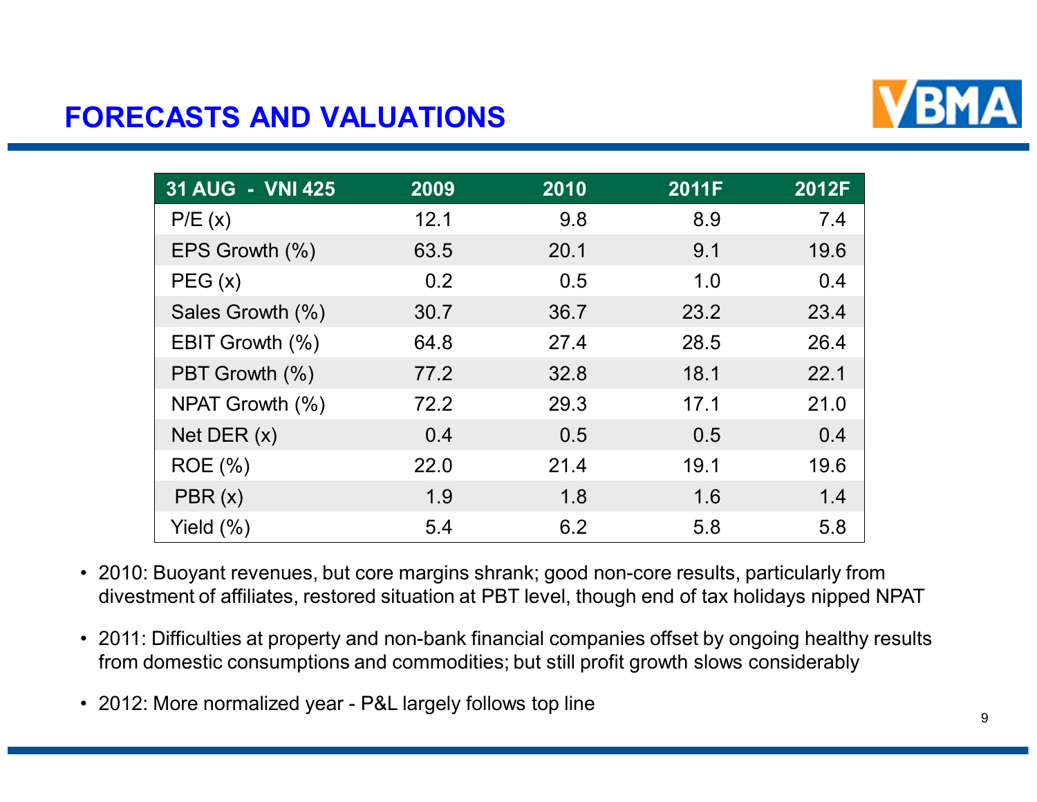# FORECASTS AND VALUATIONS

| 31 AUG - VNI 425 | 2009 | 2010 | 2011F | 2012F |
|---|---|---|---|---|
| P/E (x) | 12.1 | 9.8 | 8.9 | 7.4 |
| EPS Growth (%) | 63.5 | 20.1 | 9.1 | 19.6 |
| PEG (x) | 0.2 | 0.5 | 1.0 | 0.4 |
| Sales Growth (%) | 30.7 | 36.7 | 23.2 | 23.4 |
| EBIT Growth (%) | 64.8 | 27.4 | 28.5 | 26.4 |
| PBT Growth (%) | 77.2 | 32.8 | 18.1 | 22.1 |
| NPAT Growth (%) | 72.2 | 29.3 | 17.1 | 21.0 |
| Net DER (x) | 0.4 | 0.5 | 0.5 | 0.4 |
| ROE (%) | 22.0 | 21.4 | 19.1 | 19.6 |
| PBR (x) | 1.9 | 1.8 | 1.6 | 1.4 |
| Yield (%) | 5.4 | 6.2 | 5.8 | 5.8 |

- 2010: Buoyant revenues, but core margins shrank; good non-core results, particularly from divestment of affiliates, restored situation at PBT level, though end of tax holidays nipped NPAT
- 2011: Difficulties at property and non-bank financial companies offset by ongoing healthy results from domestic consumptions and commodities; but still profit growth slows considerably
- 2012: More normalized year - P&L largely follows top line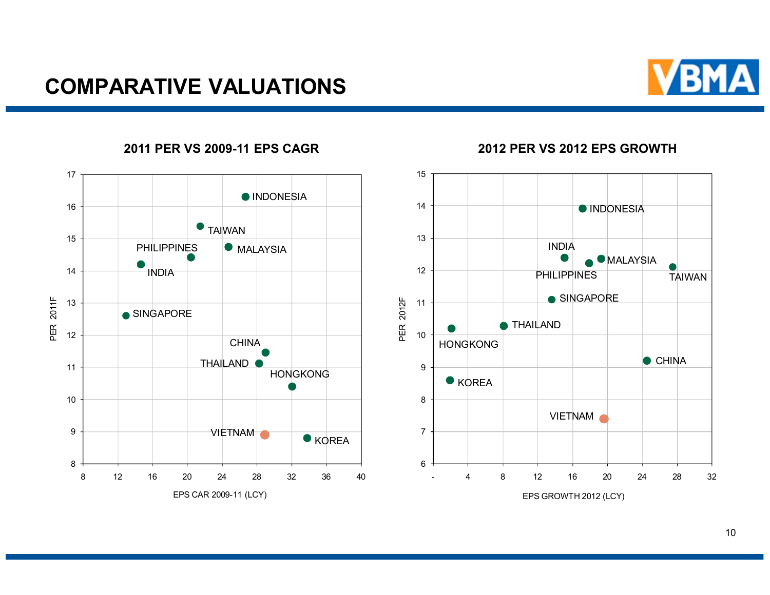# COMPARATIVE VALUATIONS

**2011 PER VS 2009-11 EPS CAGR**

PER 2011F

EPS CAR 2009-11 (LCY)

INDONESIA, TAIWAN, PHILIPPINES, MALAYSIA, INDIA, SINGAPORE, CHINA, THAILAND, HONGKONG, VIETNAM, KOREA

**2012 PER VS 2012 EPS GROWTH**

PER 2012F

EPS GROWTH 2012 (LCY)

INDONESIA, INDIA, MALAYSIA, PHILIPPINES, TAIWAN, SINGAPORE, THAILAND, HONGKONG, CHINA, KOREA, VIETNAM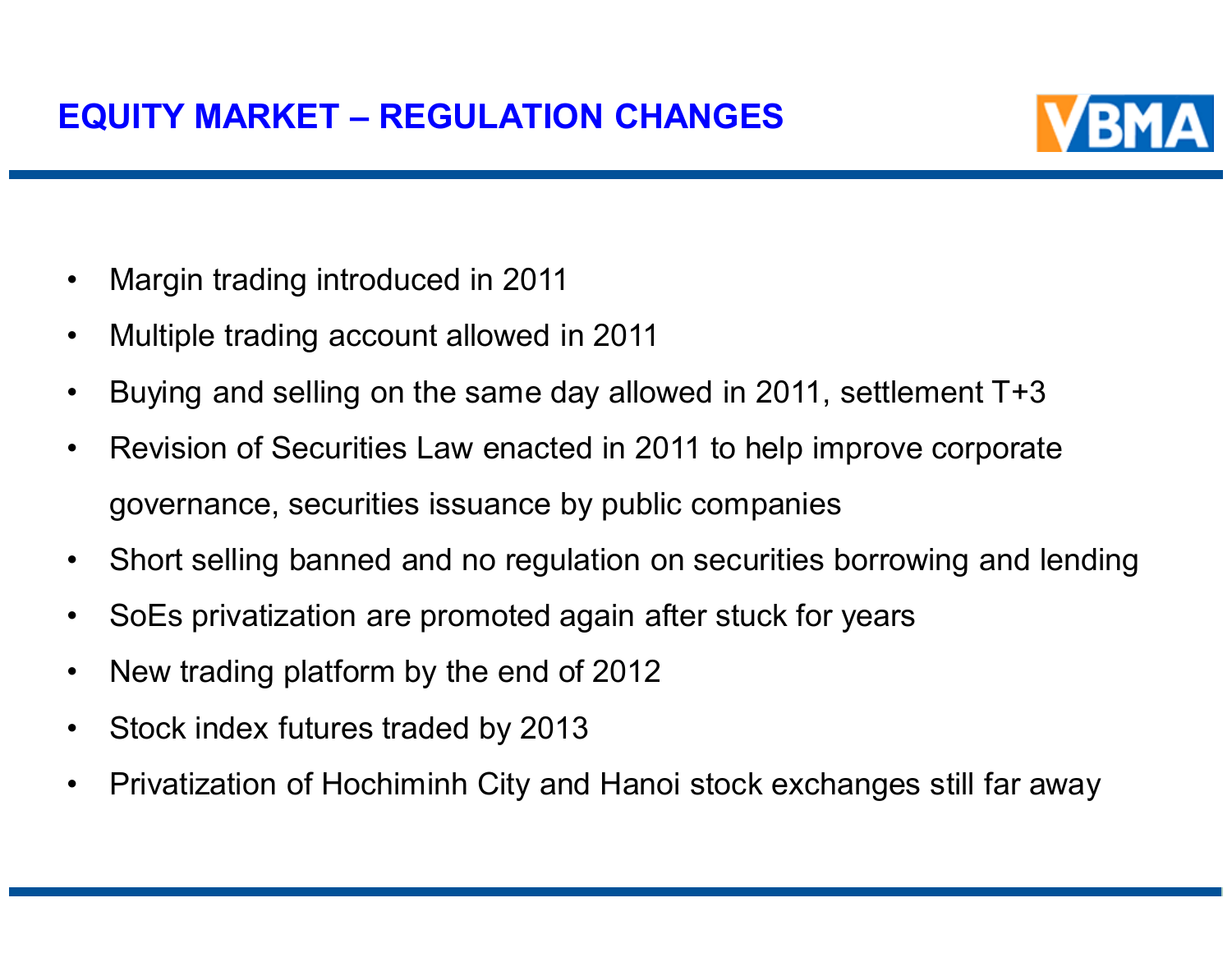# EQUITY MARKET – REGULATION CHANGES

- Margin trading introduced in 2011
- Multiple trading account allowed in 2011
- Buying and selling on the same day allowed in 2011, settlement T+3
- Revision of Securities Law enacted in 2011 to help improve corporate governance, securities issuance by public companies
- Short selling banned and no regulation on securities borrowing and lending
- SoEs privatization are promoted again after stuck for years
- New trading platform by the end of 2012
- Stock index futures traded by 2013
- Privatization of Hochiminh City and Hanoi stock exchanges still far away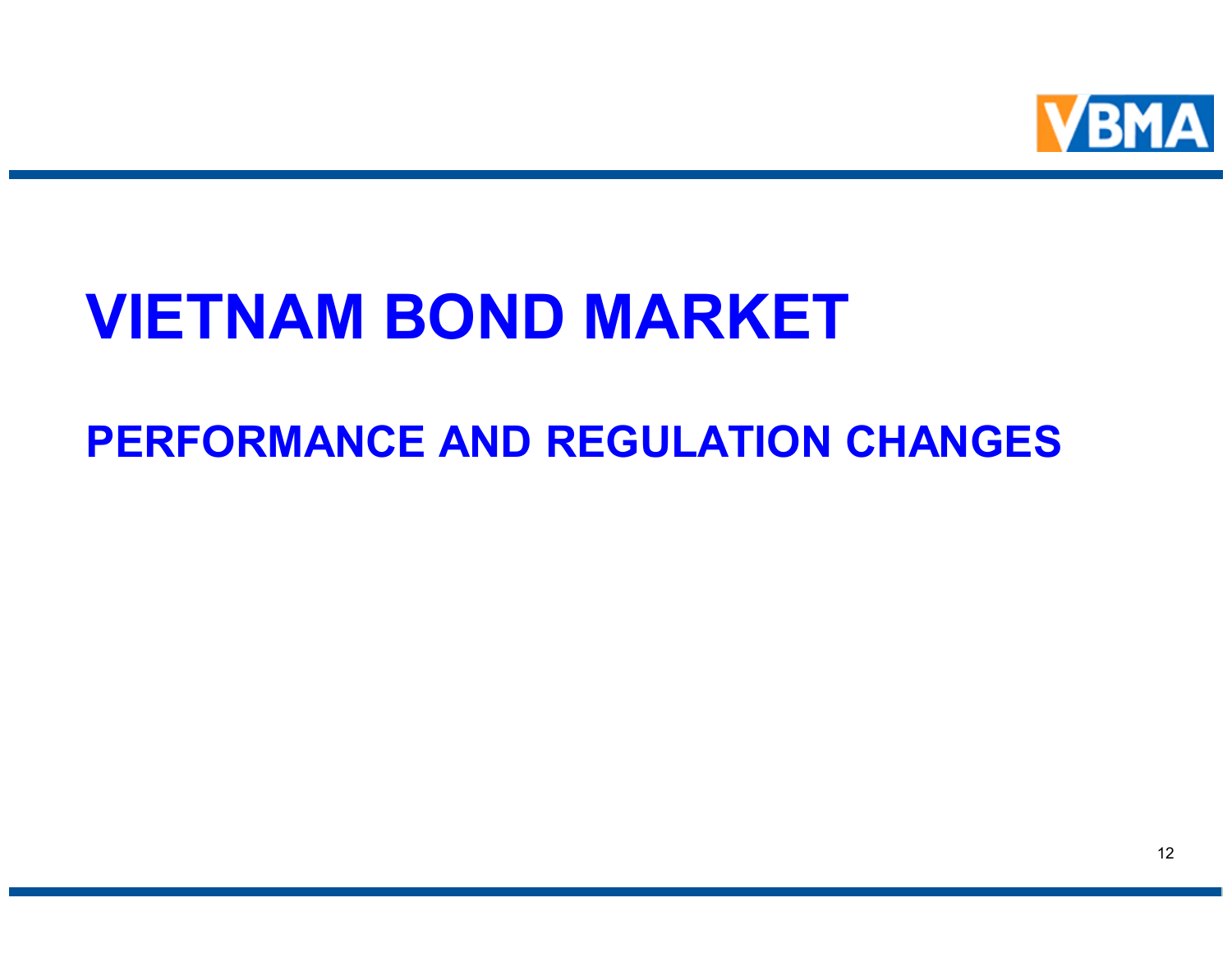# VIETNAM BOND MARKET

## PERFORMANCE AND REGULATION CHANGES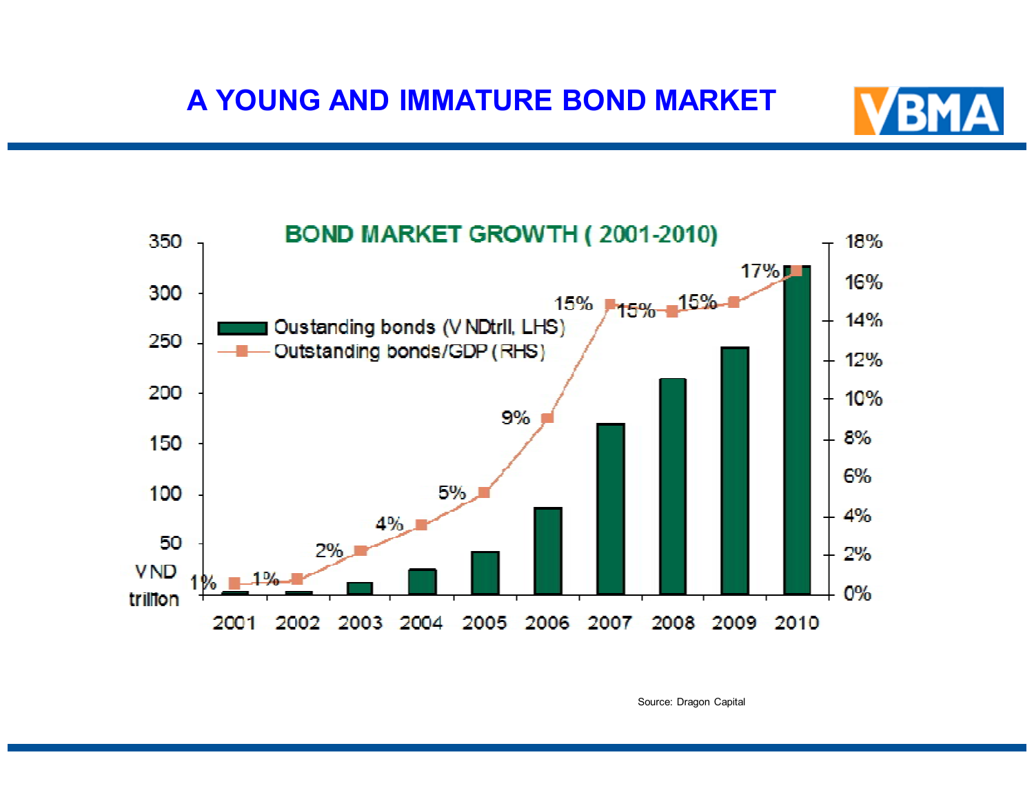# A YOUNG AND IMMATURE BOND MARKET

**BOND MARKET GROWTH ( 2001-2010)**

- Oustanding bonds (VNDtrll, LHS)
- Outstanding bonds/GDP (RHS)

| Year | Outstanding bonds/GDP (RHS) |
|---|---|
| 2001 | 1% |
| 2002 | 1% |
| 2003 | 2% |
| 2004 | 4% |
| 2005 | 5% |
| 2006 | 9% |
| 2007 | 15% |
| 2008 | 15% |
| 2009 | 15% |
| 2010 | 17% |

Source: Dragon Capital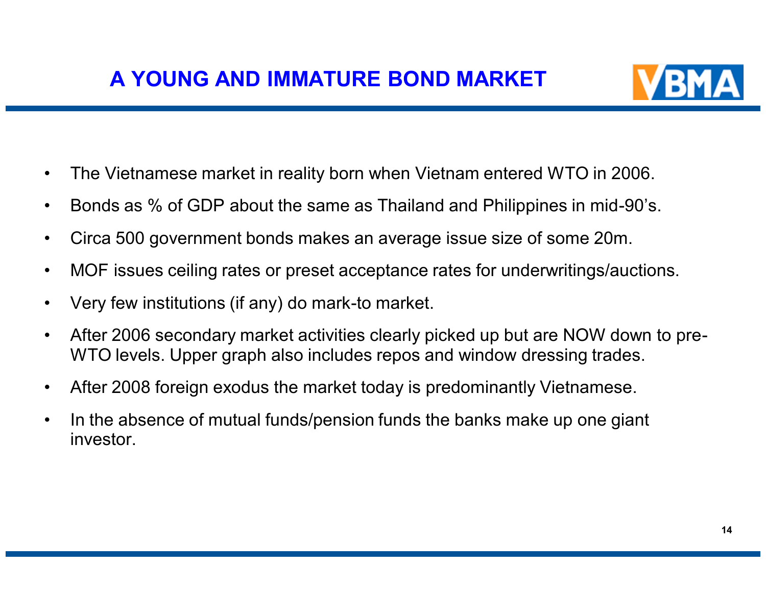# A YOUNG AND IMMATURE BOND MARKET

- The Vietnamese market in reality born when Vietnam entered WTO in 2006.
- Bonds as % of GDP about the same as Thailand and Philippines in mid-90's.
- Circa 500 government bonds makes an average issue size of some 20m.
- MOF issues ceiling rates or preset acceptance rates for underwritings/auctions.
- Very few institutions (if any) do mark-to market.
- After 2006 secondary market activities clearly picked up but are NOW down to pre-WTO levels. Upper graph also includes repos and window dressing trades.
- After 2008 foreign exodus the market today is predominantly Vietnamese.
- In the absence of mutual funds/pension funds the banks make up one giant investor.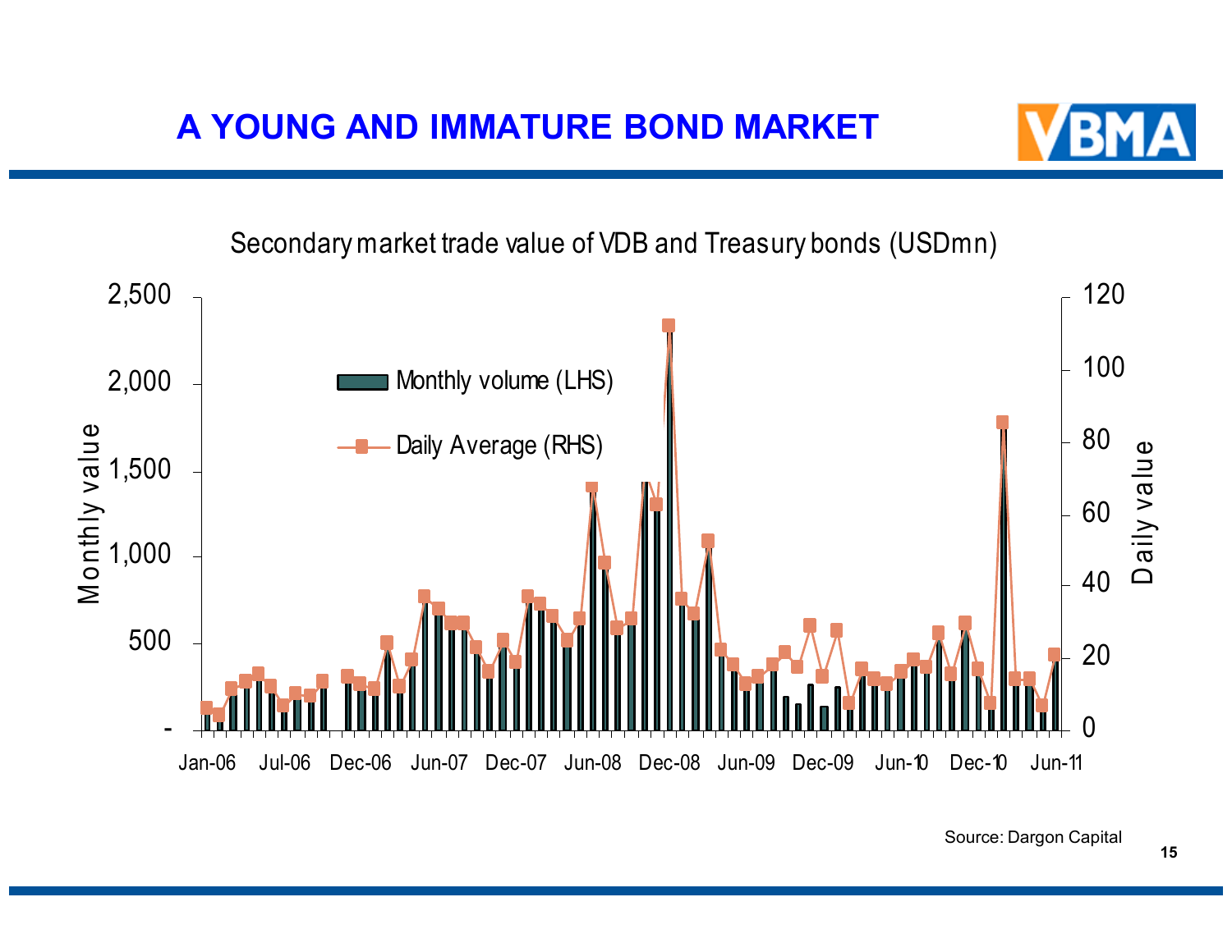# A YOUNG AND IMMATURE BOND MARKET

Secondary market trade value of VDB and Treasury bonds (USDmn)

Source: Dargon Capital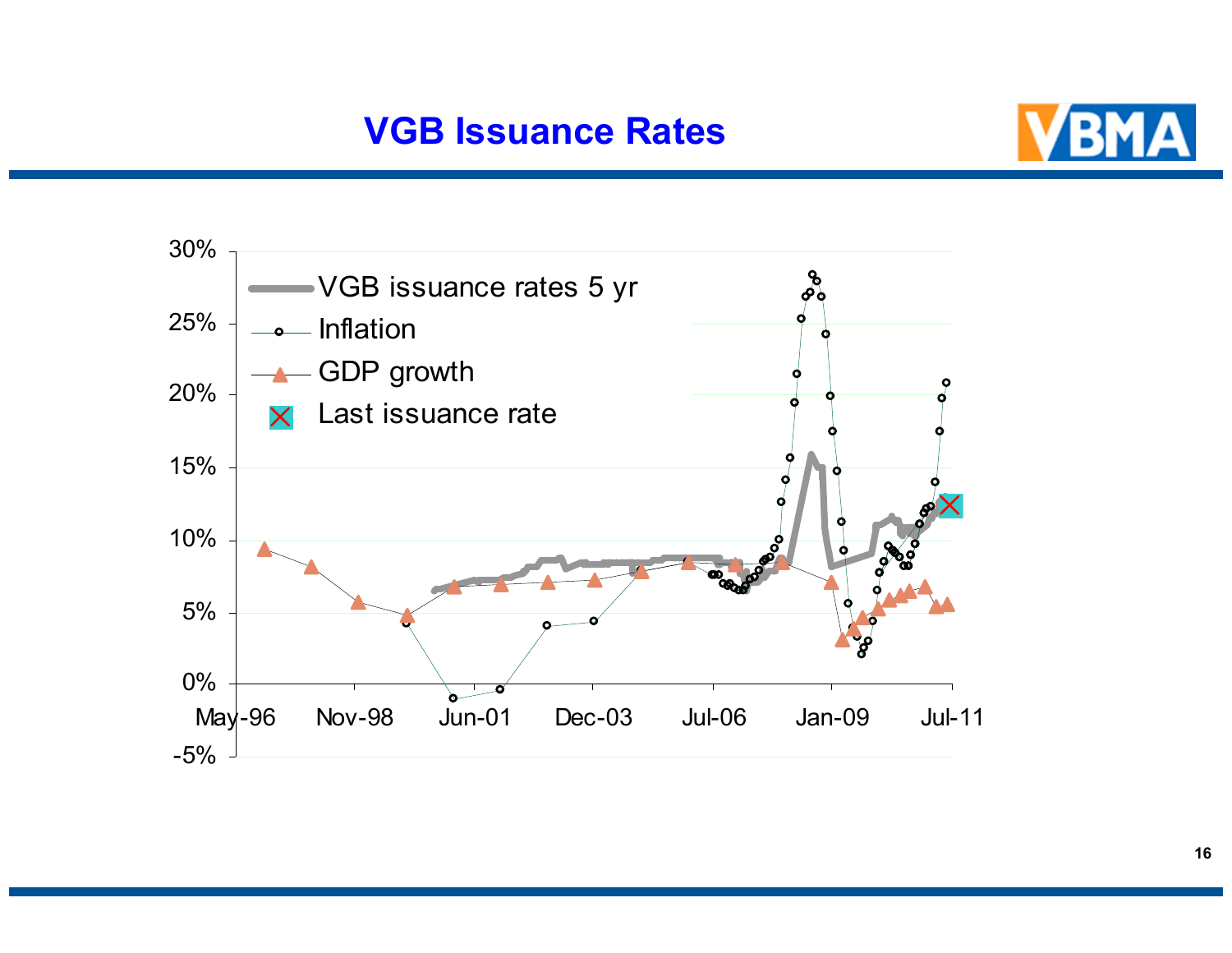# VGB Issuance Rates

VGB issuance rates 5 yr

Inflation

GDP growth

Last issuance rate

30%
25%
20%
15%
10%
5%
0%
-5%

May-96 Nov-98 Jun-01 Dec-03 Jul-06 Jan-09 Jul-11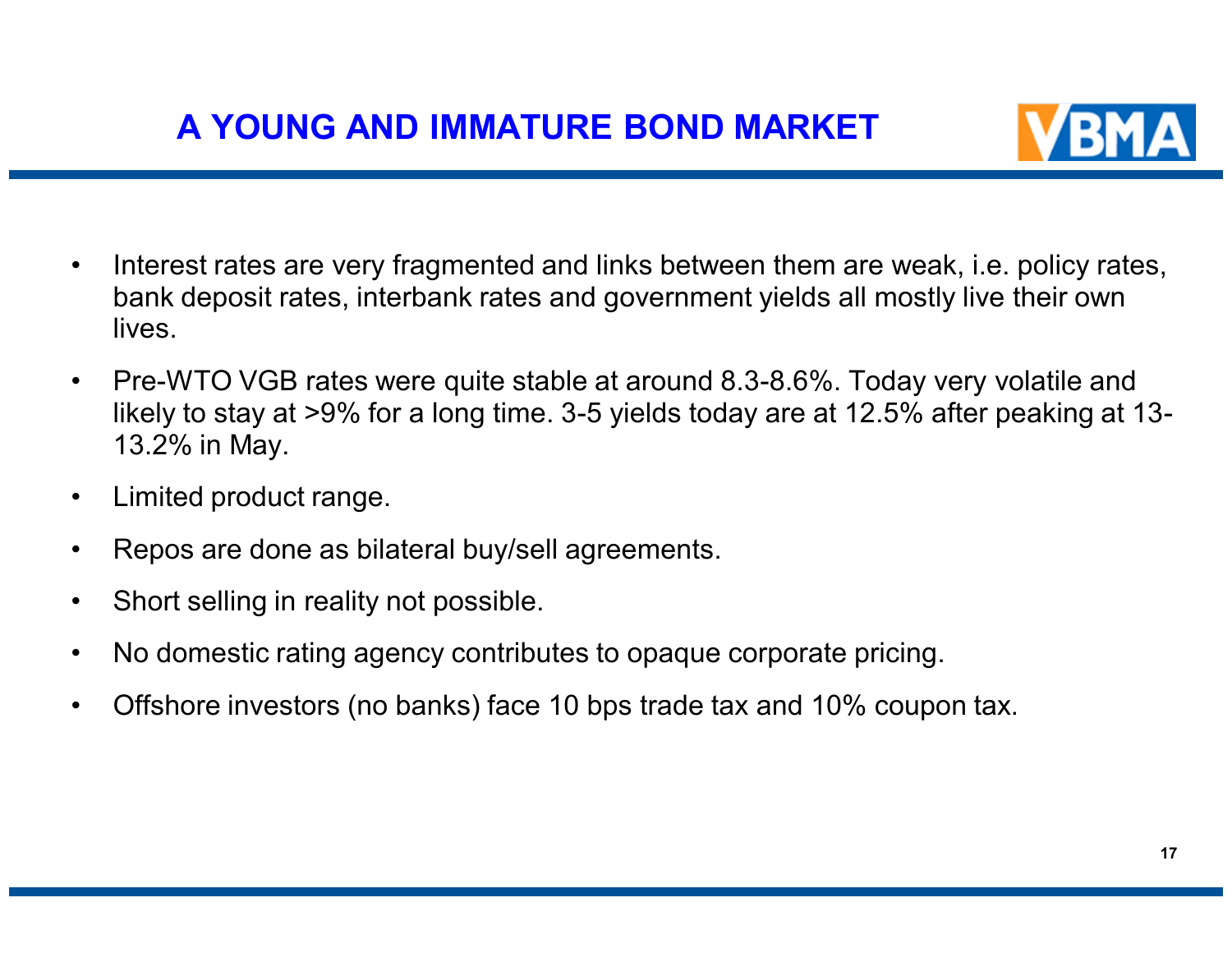# A YOUNG AND IMMATURE BOND MARKET

- Interest rates are very fragmented and links between them are weak, i.e. policy rates, bank deposit rates, interbank rates and government yields all mostly live their own lives.
- Pre-WTO VGB rates were quite stable at around 8.3-8.6%. Today very volatile and likely to stay at >9% for a long time. 3-5 yields today are at 12.5% after peaking at 13-13.2% in May.
- Limited product range.
- Repos are done as bilateral buy/sell agreements.
- Short selling in reality not possible.
- No domestic rating agency contributes to opaque corporate pricing.
- Offshore investors (no banks) face 10 bps trade tax and 10% coupon tax.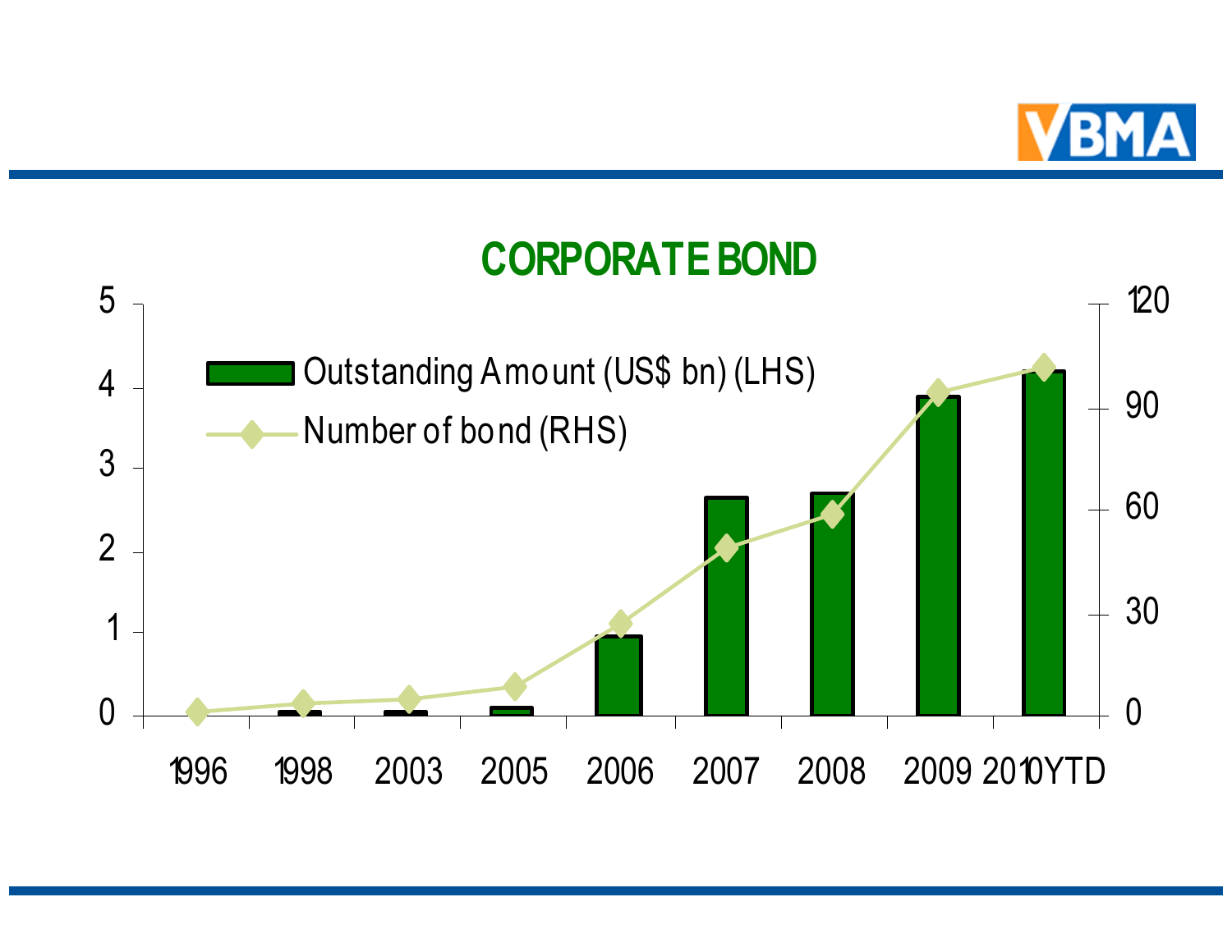## CORPORATE BOND

Outstanding Amount (US$ bn) (LHS)

Number of bond (RHS)

LHS axis: 0, 1, 2, 3, 4, 5

RHS axis: 0, 30, 60, 90, 120

Years: 1996, 1998, 2003, 2005, 2006, 2007, 2008, 2009, 2010YTD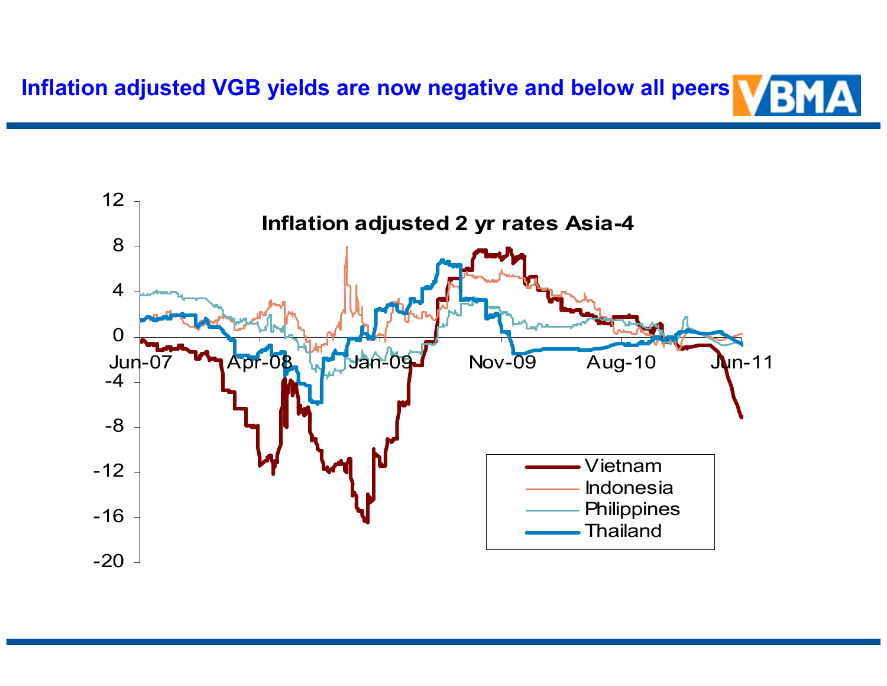# Inflation adjusted VGB yields are now negative and below all peers

**Inflation adjusted 2 yr rates Asia-4**

12
8
4
0
-4
-8
-12
-16
-20

Jun-07 Apr-08 Jan-09 Nov-09 Aug-10 Jun-11

Vietnam
Indonesia
Philippines
Thailand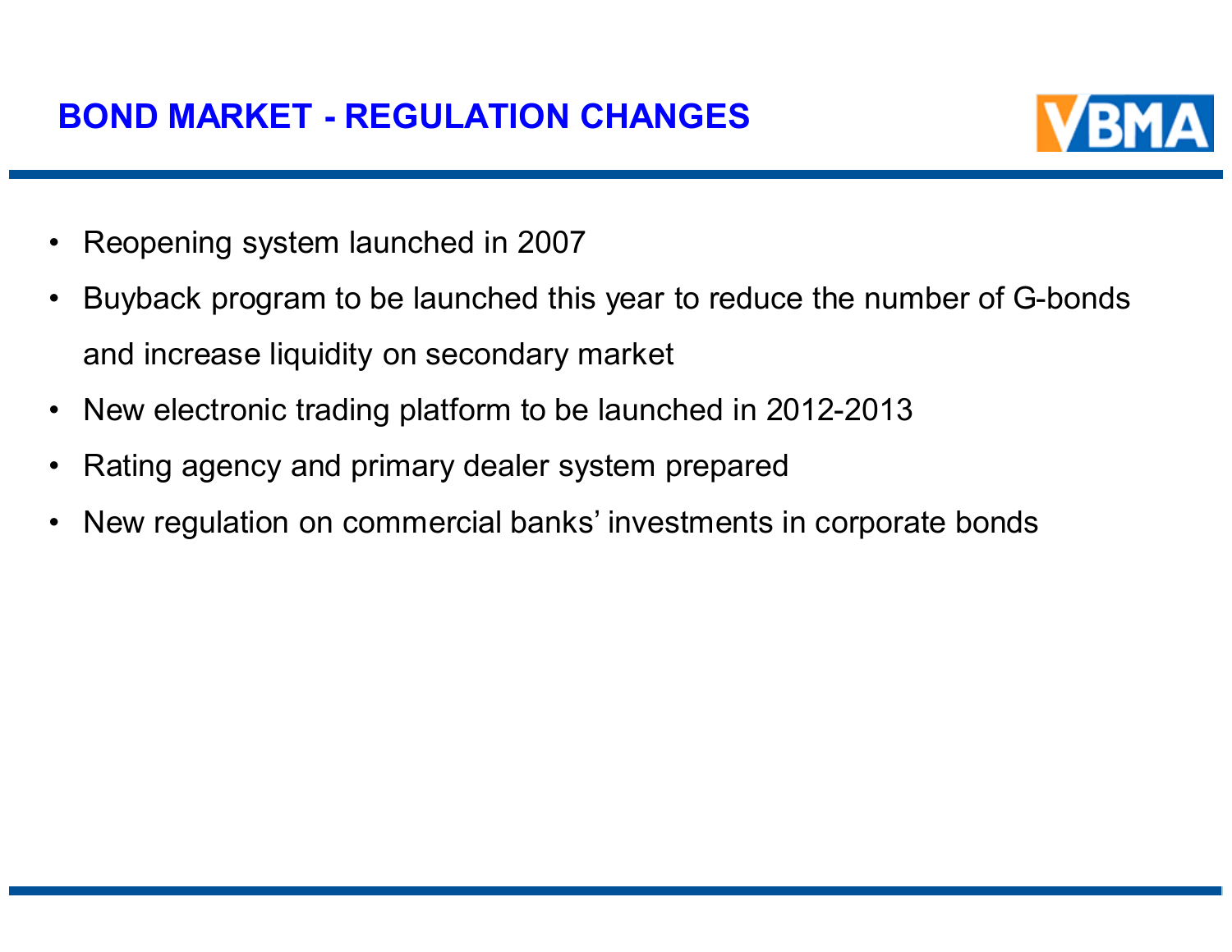# BOND MARKET - REGULATION CHANGES

- Reopening system launched in 2007
- Buyback program to be launched this year to reduce the number of G-bonds and increase liquidity on secondary market
- New electronic trading platform to be launched in 2012-2013
- Rating agency and primary dealer system prepared
- New regulation on commercial banks' investments in corporate bonds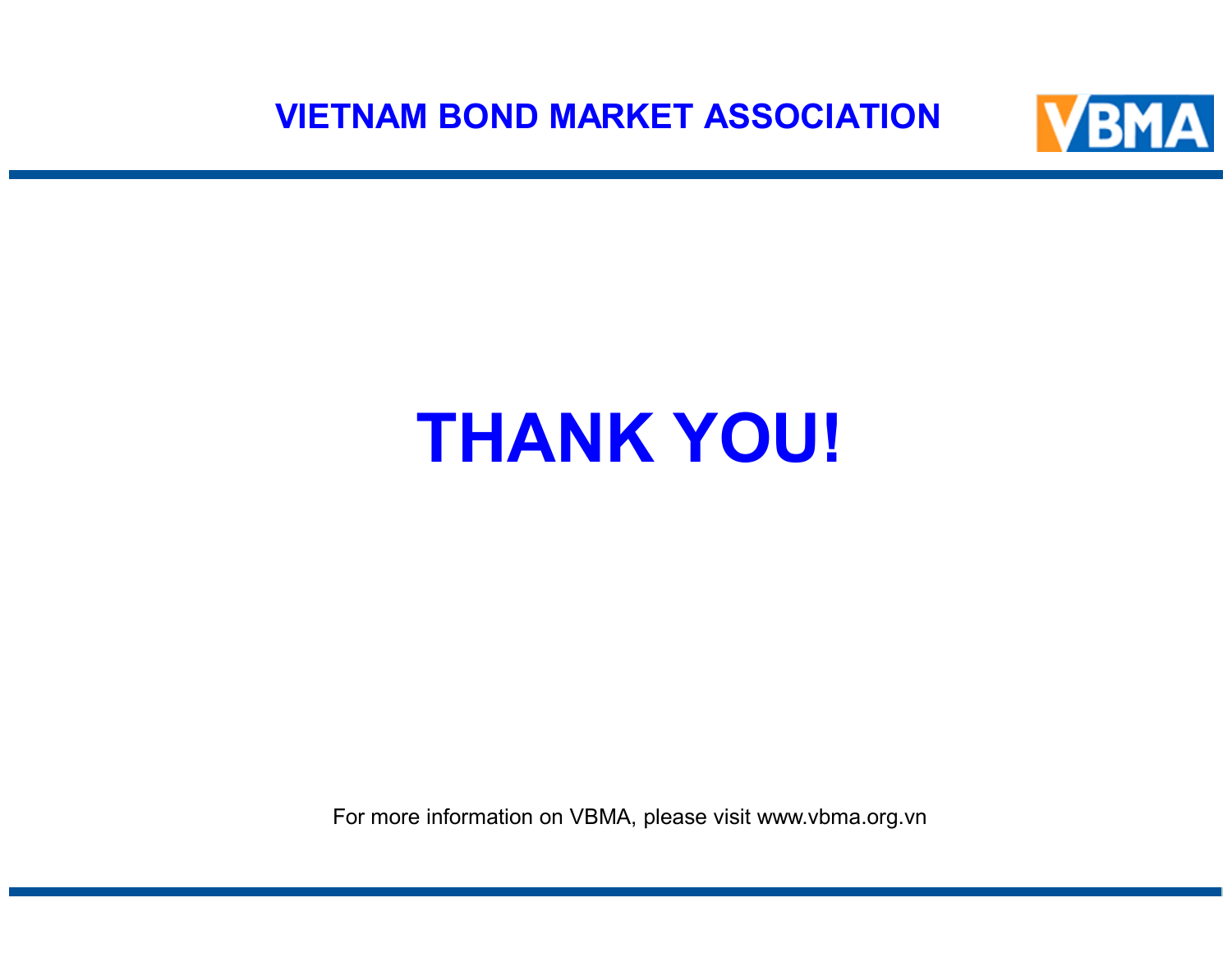# THANK YOU!

For more information on VBMA, please visit www.vbma.org.vn